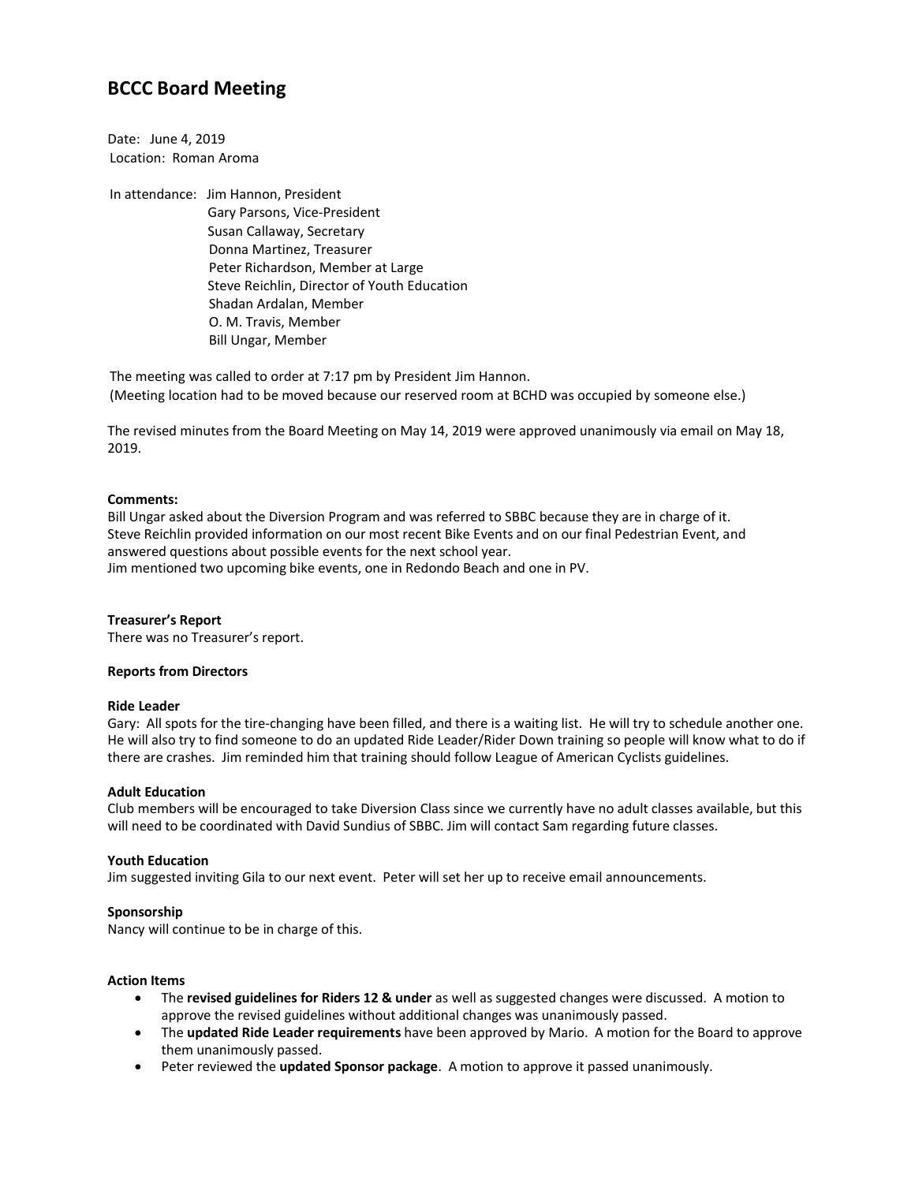# BCCC Board Meeting

Date: June 4, 2019
Location: Roman Aroma

In attendance: Jim Hannon, President
Gary Parsons, Vice-President
Susan Callaway, Secretary
Donna Martinez, Treasurer
Peter Richardson, Member at Large
Steve Reichlin, Director of Youth Education
Shadan Ardalan, Member
O. M. Travis, Member
Bill Ungar, Member

The meeting was called to order at 7:17 pm by President Jim Hannon.
(Meeting location had to be moved because our reserved room at BCHD was occupied by someone else.)

The revised minutes from the Board Meeting on May 14, 2019 were approved unanimously via email on May 18, 2019.

**Comments:**
Bill Ungar asked about the Diversion Program and was referred to SBBC because they are in charge of it.
Steve Reichlin provided information on our most recent Bike Events and on our final Pedestrian Event, and answered questions about possible events for the next school year.
Jim mentioned two upcoming bike events, one in Redondo Beach and one in PV.

**Treasurer's Report**
There was no Treasurer's report.

**Reports from Directors**

**Ride Leader**
Gary: All spots for the tire-changing have been filled, and there is a waiting list. He will try to schedule another one. He will also try to find someone to do an updated Ride Leader/Rider Down training so people will know what to do if there are crashes. Jim reminded him that training should follow League of American Cyclists guidelines.

**Adult Education**
Club members will be encouraged to take Diversion Class since we currently have no adult classes available, but this will need to be coordinated with David Sundius of SBBC. Jim will contact Sam regarding future classes.

**Youth Education**
Jim suggested inviting Gila to our next event. Peter will set her up to receive email announcements.

**Sponsorship**
Nancy will continue to be in charge of this.

**Action Items**

- The **revised guidelines for Riders 12 & under** as well as suggested changes were discussed. A motion to approve the revised guidelines without additional changes was unanimously passed.
- The **updated Ride Leader requirements** have been approved by Mario. A motion for the Board to approve them unanimously passed.
- Peter reviewed the **updated Sponsor package**. A motion to approve it passed unanimously.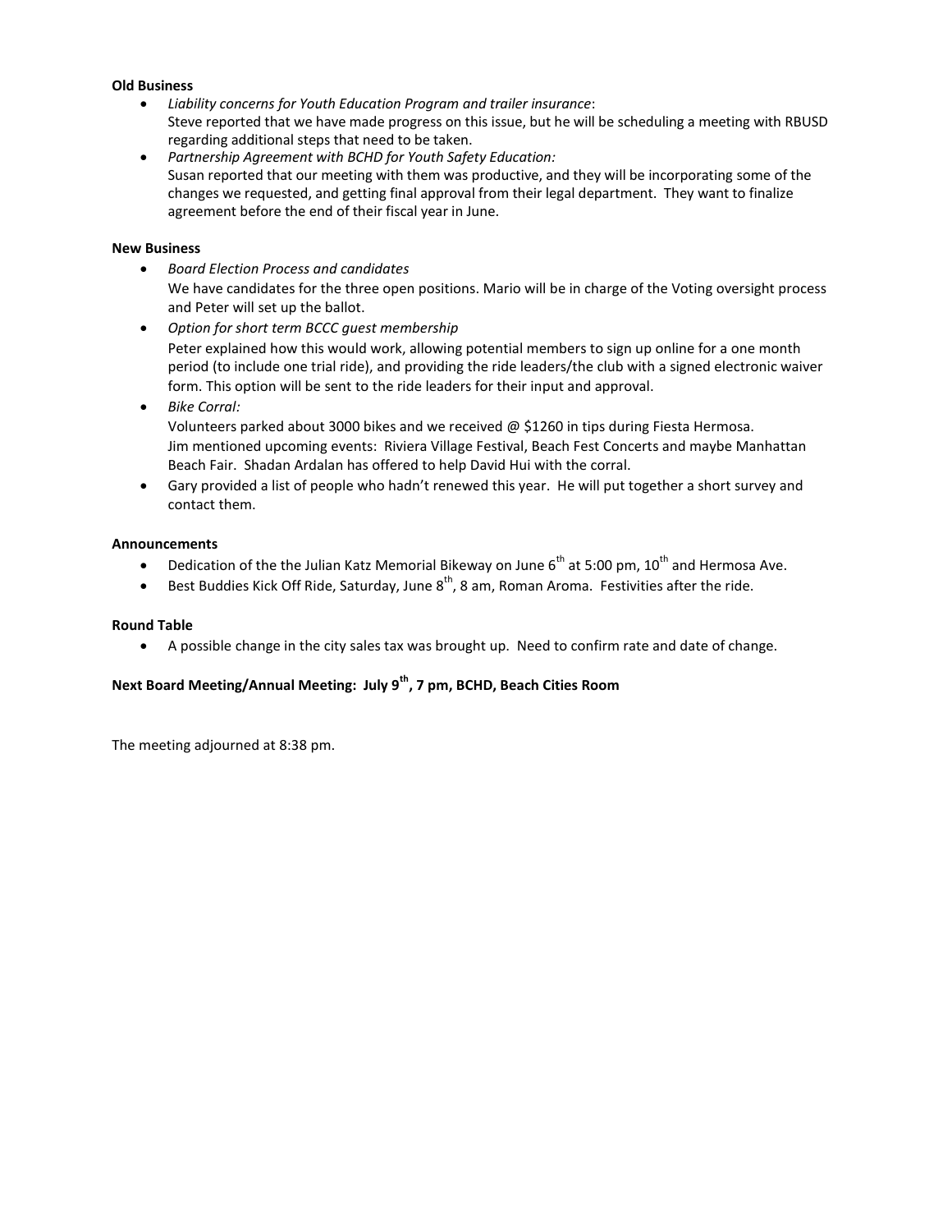**Old Business**

- *Liability concerns for Youth Education Program and trailer insurance*:
  Steve reported that we have made progress on this issue, but he will be scheduling a meeting with RBUSD regarding additional steps that need to be taken.
- *Partnership Agreement with BCHD for Youth Safety Education:*
  Susan reported that our meeting with them was productive, and they will be incorporating some of the changes we requested, and getting final approval from their legal department. They want to finalize agreement before the end of their fiscal year in June.

**New Business**

- *Board Election Process and candidates*
  We have candidates for the three open positions. Mario will be in charge of the Voting oversight process and Peter will set up the ballot.
- *Option for short term BCCC guest membership*
  Peter explained how this would work, allowing potential members to sign up online for a one month period (to include one trial ride), and providing the ride leaders/the club with a signed electronic waiver form. This option will be sent to the ride leaders for their input and approval.
- *Bike Corral:*
  Volunteers parked about 3000 bikes and we received @ $1260 in tips during Fiesta Hermosa.
  Jim mentioned upcoming events: Riviera Village Festival, Beach Fest Concerts and maybe Manhattan Beach Fair. Shadan Ardalan has offered to help David Hui with the corral.
- Gary provided a list of people who hadn't renewed this year. He will put together a short survey and contact them.

**Announcements**

- Dedication of the the Julian Katz Memorial Bikeway on June 6th at 5:00 pm, 10th and Hermosa Ave.
- Best Buddies Kick Off Ride, Saturday, June 8th, 8 am, Roman Aroma. Festivities after the ride.

**Round Table**

- A possible change in the city sales tax was brought up. Need to confirm rate and date of change.

**Next Board Meeting/Annual Meeting: July 9th, 7 pm, BCHD, Beach Cities Room**

The meeting adjourned at 8:38 pm.